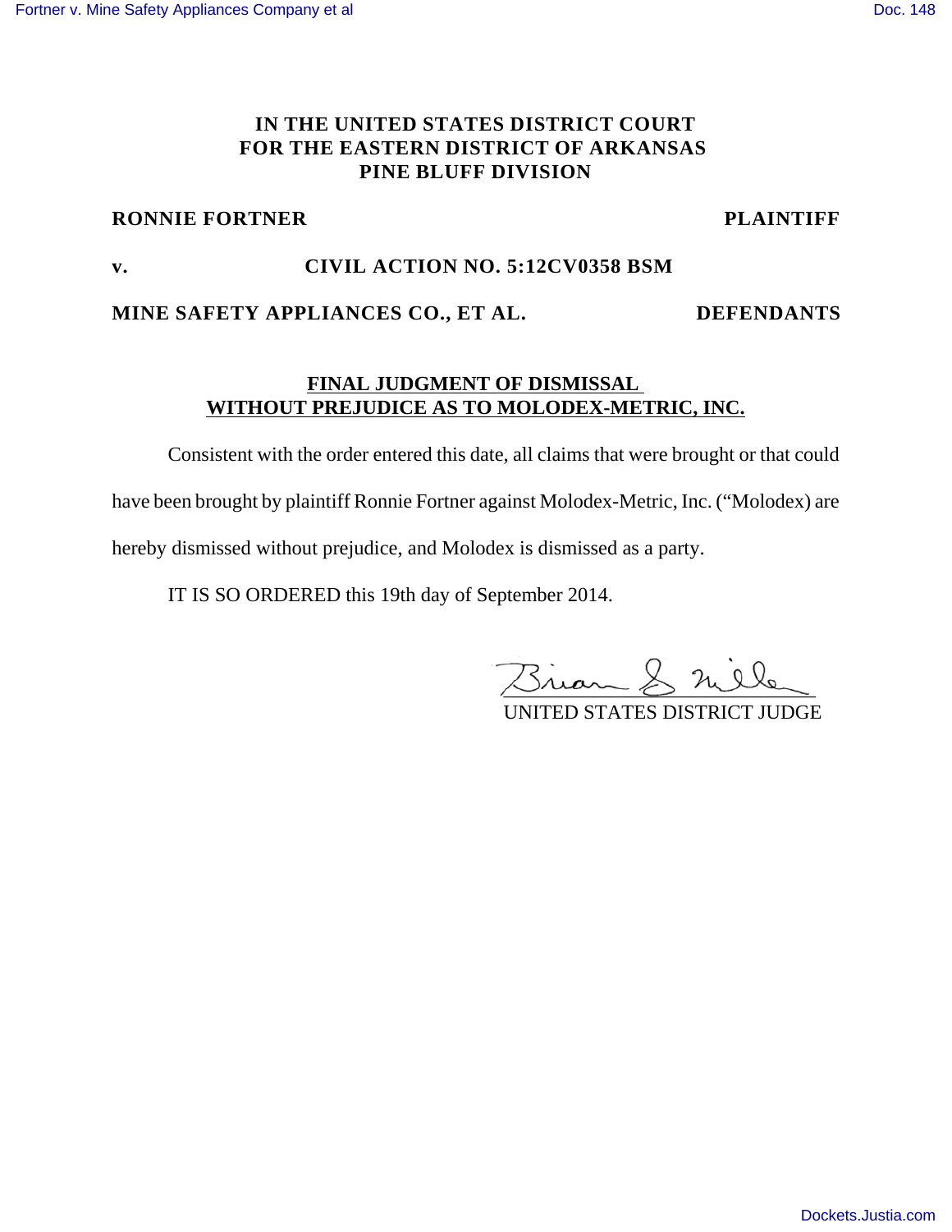**IN THE UNITED STATES DISTRICT COURT**
**FOR THE EASTERN DISTRICT OF ARKANSAS**
**PINE BLUFF DIVISION**

**RONNIE FORTNER** **PLAINTIFF**

**v.** **CIVIL ACTION NO. 5:12CV0358 BSM**

**MINE SAFETY APPLIANCES CO., ET AL.** **DEFENDANTS**

**FINAL JUDGMENT OF DISMISSAL**
**WITHOUT PREJUDICE AS TO MOLODEX-METRIC, INC.**

Consistent with the order entered this date, all claims that were brought or that could have been brought by plaintiff Ronnie Fortner against Molodex-Metric, Inc. ("Molodex) are hereby dismissed without prejudice, and Molodex is dismissed as a party.

IT IS SO ORDERED this 19th day of September 2014.

UNITED STATES DISTRICT JUDGE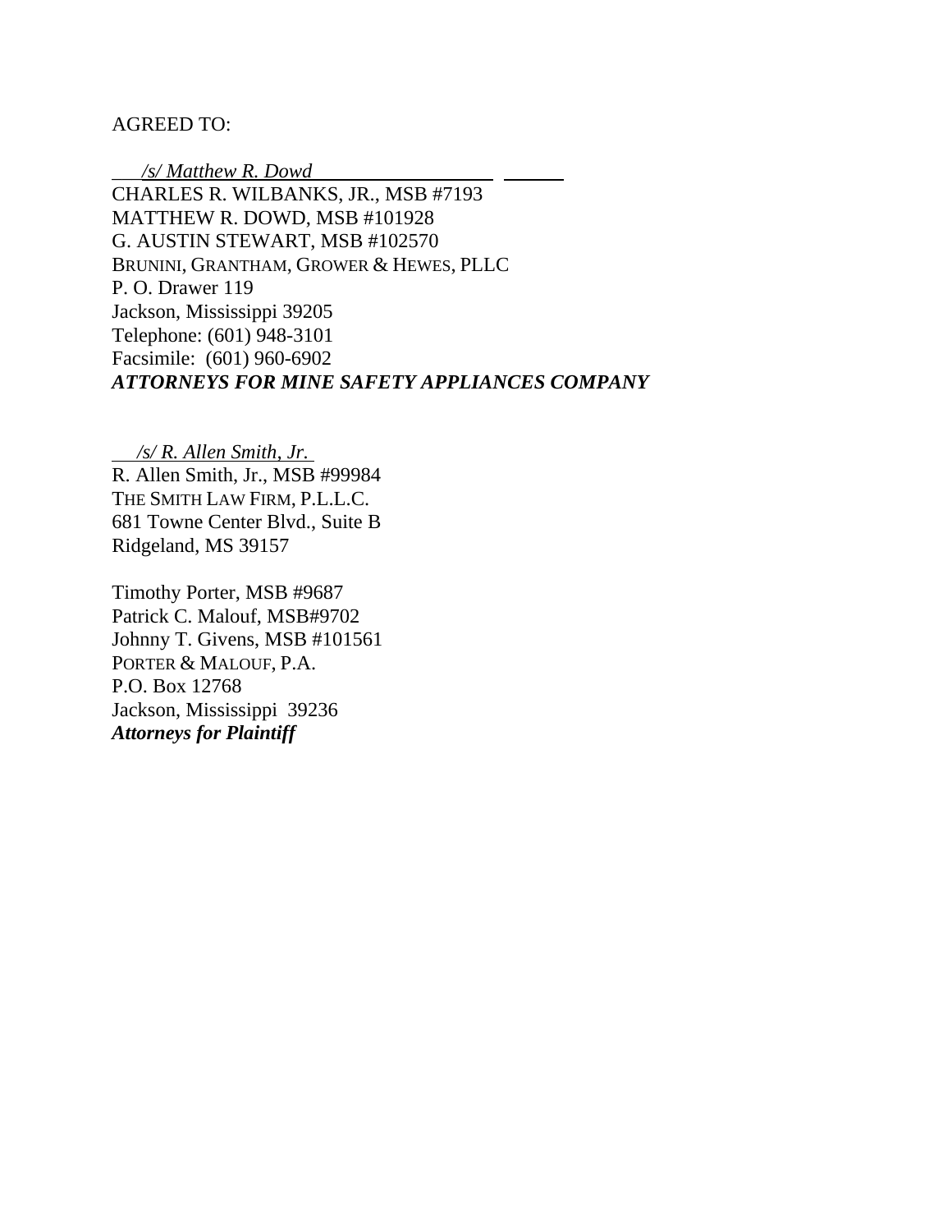AGREED TO:

*/s/ Matthew R. Dowd*

CHARLES R. WILBANKS, JR., MSB #7193
MATTHEW R. DOWD, MSB #101928
G. AUSTIN STEWART, MSB #102570
BRUNINI, GRANTHAM, GROWER & HEWES, PLLC
P. O. Drawer 119
Jackson, Mississippi 39205
Telephone: (601) 948-3101
Facsimile: (601) 960-6902
***ATTORNEYS FOR MINE SAFETY APPLIANCES COMPANY***

*/s/ R. Allen Smith, Jr.*

R. Allen Smith, Jr., MSB #99984
THE SMITH LAW FIRM, P.L.L.C.
681 Towne Center Blvd., Suite B
Ridgeland, MS 39157

Timothy Porter, MSB #9687
Patrick C. Malouf, MSB#9702
Johnny T. Givens, MSB #101561
PORTER & MALOUF, P.A.
P.O. Box 12768
Jackson, Mississippi 39236
***Attorneys for Plaintiff***